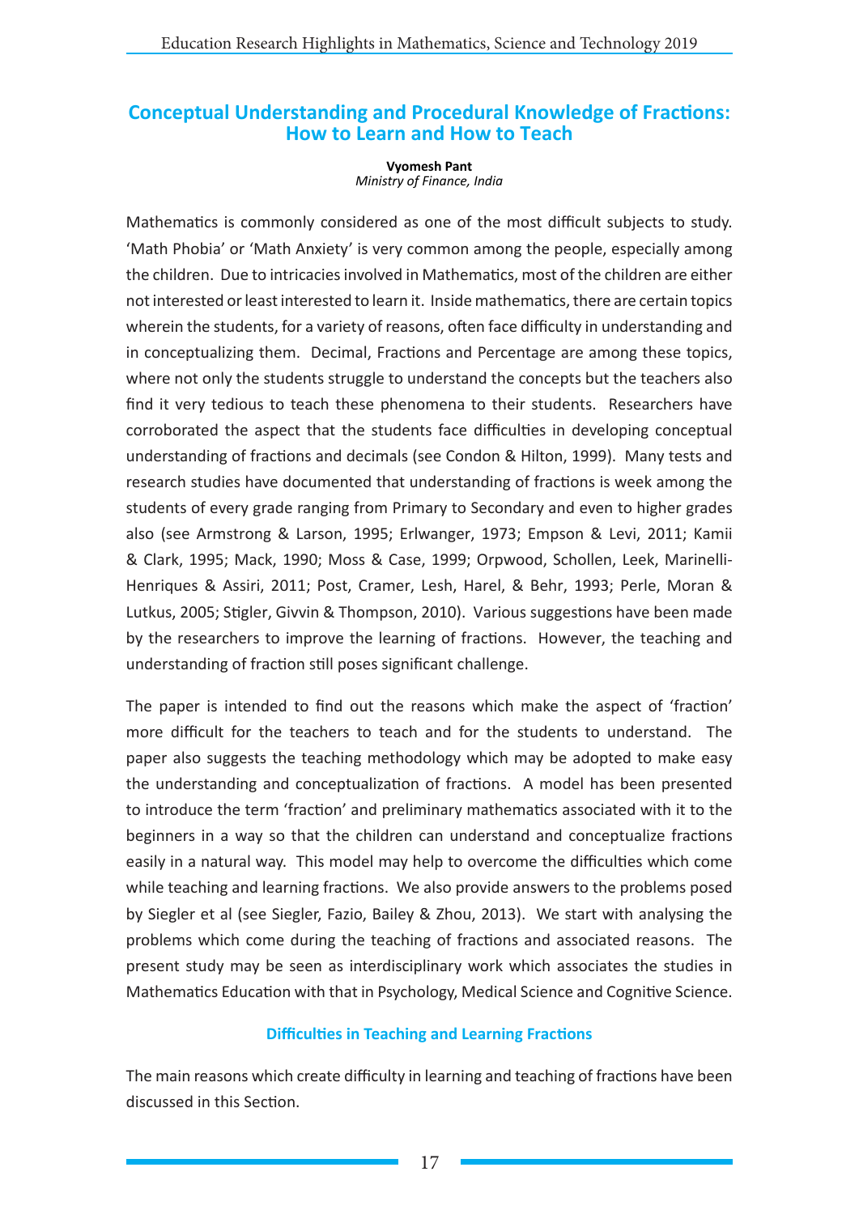# Conceptual Understanding and Procedural Knowledge of Fractions: How to Learn and How to Teach

**Vyomesh Pant**
*Ministry of Finance, India*

Mathematics is commonly considered as one of the most difficult subjects to study. 'Math Phobia' or 'Math Anxiety' is very common among the people, especially among the children. Due to intricacies involved in Mathematics, most of the children are either not interested or least interested to learn it. Inside mathematics, there are certain topics wherein the students, for a variety of reasons, often face difficulty in understanding and in conceptualizing them. Decimal, Fractions and Percentage are among these topics, where not only the students struggle to understand the concepts but the teachers also find it very tedious to teach these phenomena to their students. Researchers have corroborated the aspect that the students face difficulties in developing conceptual understanding of fractions and decimals (see Condon & Hilton, 1999). Many tests and research studies have documented that understanding of fractions is week among the students of every grade ranging from Primary to Secondary and even to higher grades also (see Armstrong & Larson, 1995; Erlwanger, 1973; Empson & Levi, 2011; Kamii & Clark, 1995; Mack, 1990; Moss & Case, 1999; Orpwood, Schollen, Leek, Marinelli-Henriques & Assiri, 2011; Post, Cramer, Lesh, Harel, & Behr, 1993; Perle, Moran & Lutkus, 2005; Stigler, Givvin & Thompson, 2010). Various suggestions have been made by the researchers to improve the learning of fractions. However, the teaching and understanding of fraction still poses significant challenge.

The paper is intended to find out the reasons which make the aspect of 'fraction' more difficult for the teachers to teach and for the students to understand. The paper also suggests the teaching methodology which may be adopted to make easy the understanding and conceptualization of fractions. A model has been presented to introduce the term 'fraction' and preliminary mathematics associated with it to the beginners in a way so that the children can understand and conceptualize fractions easily in a natural way. This model may help to overcome the difficulties which come while teaching and learning fractions. We also provide answers to the problems posed by Siegler et al (see Siegler, Fazio, Bailey & Zhou, 2013). We start with analysing the problems which come during the teaching of fractions and associated reasons. The present study may be seen as interdisciplinary work which associates the studies in Mathematics Education with that in Psychology, Medical Science and Cognitive Science.

## Difficulties in Teaching and Learning Fractions

The main reasons which create difficulty in learning and teaching of fractions have been discussed in this Section.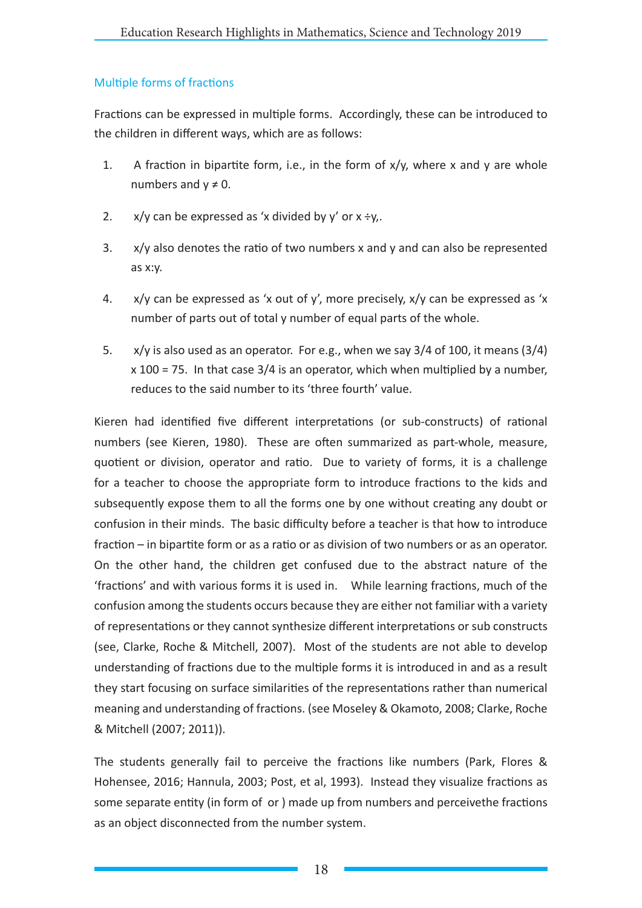## Multiple forms of fractions

Fractions can be expressed in multiple forms. Accordingly, these can be introduced to the children in different ways, which are as follows:

1. A fraction in bipartite form, i.e., in the form of $x/y$, where x and y are whole numbers and $y \neq 0$.
2. $x/y$ can be expressed as 'x divided by y' or $x \div y$,.
3. $x/y$ also denotes the ratio of two numbers x and y and can also be represented as $x:y$.
4. $x/y$ can be expressed as 'x out of y', more precisely, $x/y$ can be expressed as 'x number of parts out of total y number of equal parts of the whole.
5. $x/y$ is also used as an operator. For e.g., when we say 3/4 of 100, it means $(3/4) \times 100 = 75$. In that case 3/4 is an operator, which when multiplied by a number, reduces to the said number to its 'three fourth' value.

Kieren had identified five different interpretations (or sub-constructs) of rational numbers (see Kieren, 1980). These are often summarized as part-whole, measure, quotient or division, operator and ratio. Due to variety of forms, it is a challenge for a teacher to choose the appropriate form to introduce fractions to the kids and subsequently expose them to all the forms one by one without creating any doubt or confusion in their minds. The basic difficulty before a teacher is that how to introduce fraction – in bipartite form or as a ratio or as division of two numbers or as an operator. On the other hand, the children get confused due to the abstract nature of the 'fractions' and with various forms it is used in. While learning fractions, much of the confusion among the students occurs because they are either not familiar with a variety of representations or they cannot synthesize different interpretations or sub constructs (see, Clarke, Roche & Mitchell, 2007). Most of the students are not able to develop understanding of fractions due to the multiple forms it is introduced in and as a result they start focusing on surface similarities of the representations rather than numerical meaning and understanding of fractions. (see Moseley & Okamoto, 2008; Clarke, Roche & Mitchell (2007; 2011)).

The students generally fail to perceive the fractions like numbers (Park, Flores & Hohensee, 2016; Hannula, 2003; Post, et al, 1993). Instead they visualize fractions as some separate entity (in form of  or ) made up from numbers and perceivethe fractions as an object disconnected from the number system.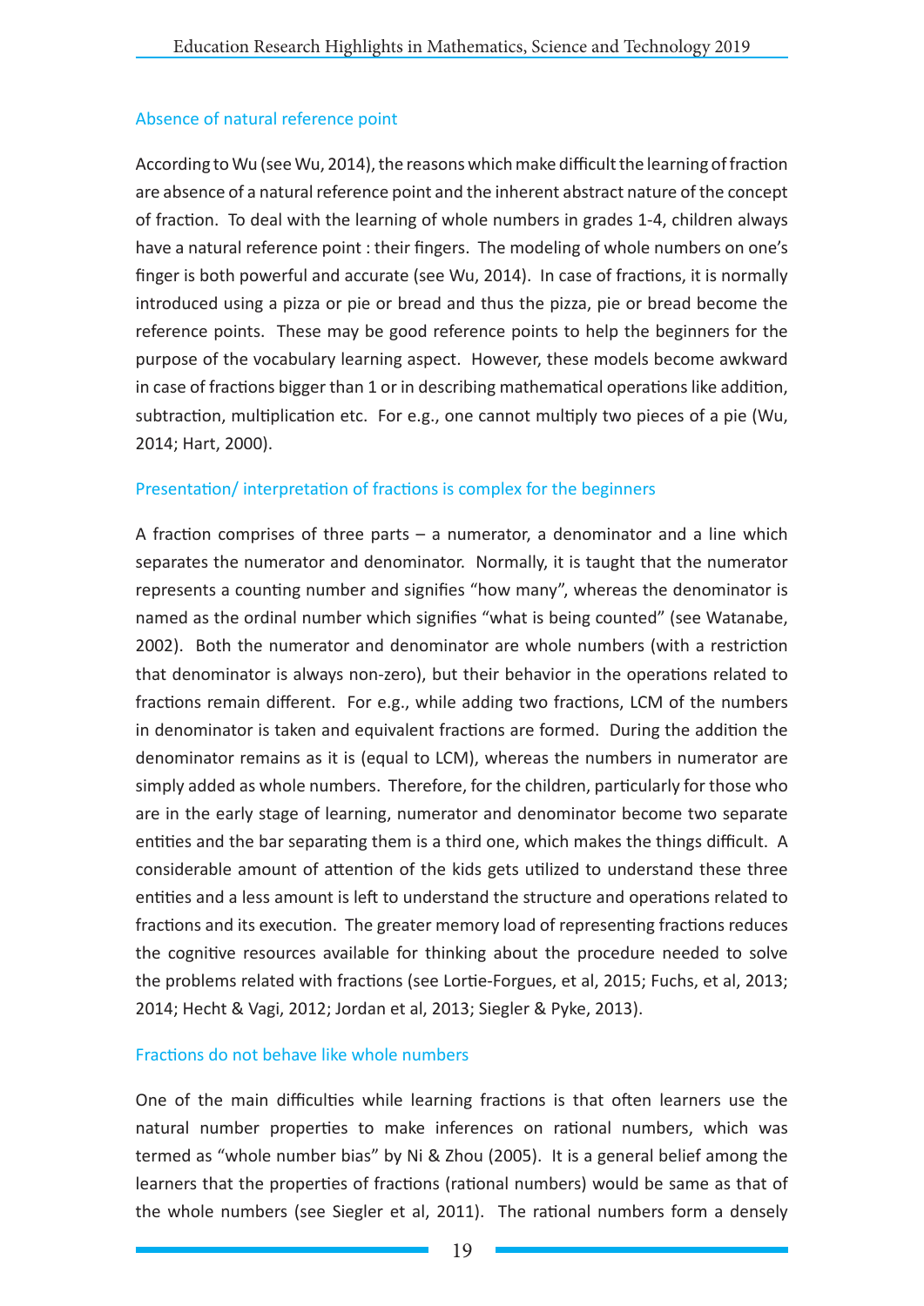### Absence of natural reference point

According to Wu (see Wu, 2014), the reasons which make difficult the learning of fraction are absence of a natural reference point and the inherent abstract nature of the concept of fraction. To deal with the learning of whole numbers in grades 1-4, children always have a natural reference point : their fingers. The modeling of whole numbers on one's finger is both powerful and accurate (see Wu, 2014). In case of fractions, it is normally introduced using a pizza or pie or bread and thus the pizza, pie or bread become the reference points. These may be good reference points to help the beginners for the purpose of the vocabulary learning aspect. However, these models become awkward in case of fractions bigger than 1 or in describing mathematical operations like addition, subtraction, multiplication etc. For e.g., one cannot multiply two pieces of a pie (Wu, 2014; Hart, 2000).

### Presentation/ interpretation of fractions is complex for the beginners

A fraction comprises of three parts – a numerator, a denominator and a line which separates the numerator and denominator. Normally, it is taught that the numerator represents a counting number and signifies "how many", whereas the denominator is named as the ordinal number which signifies "what is being counted" (see Watanabe, 2002). Both the numerator and denominator are whole numbers (with a restriction that denominator is always non-zero), but their behavior in the operations related to fractions remain different. For e.g., while adding two fractions, LCM of the numbers in denominator is taken and equivalent fractions are formed. During the addition the denominator remains as it is (equal to LCM), whereas the numbers in numerator are simply added as whole numbers. Therefore, for the children, particularly for those who are in the early stage of learning, numerator and denominator become two separate entities and the bar separating them is a third one, which makes the things difficult. A considerable amount of attention of the kids gets utilized to understand these three entities and a less amount is left to understand the structure and operations related to fractions and its execution. The greater memory load of representing fractions reduces the cognitive resources available for thinking about the procedure needed to solve the problems related with fractions (see Lortie-Forgues, et al, 2015; Fuchs, et al, 2013; 2014; Hecht & Vagi, 2012; Jordan et al, 2013; Siegler & Pyke, 2013).

### Fractions do not behave like whole numbers

One of the main difficulties while learning fractions is that often learners use the natural number properties to make inferences on rational numbers, which was termed as "whole number bias" by Ni & Zhou (2005). It is a general belief among the learners that the properties of fractions (rational numbers) would be same as that of the whole numbers (see Siegler et al, 2011). The rational numbers form a densely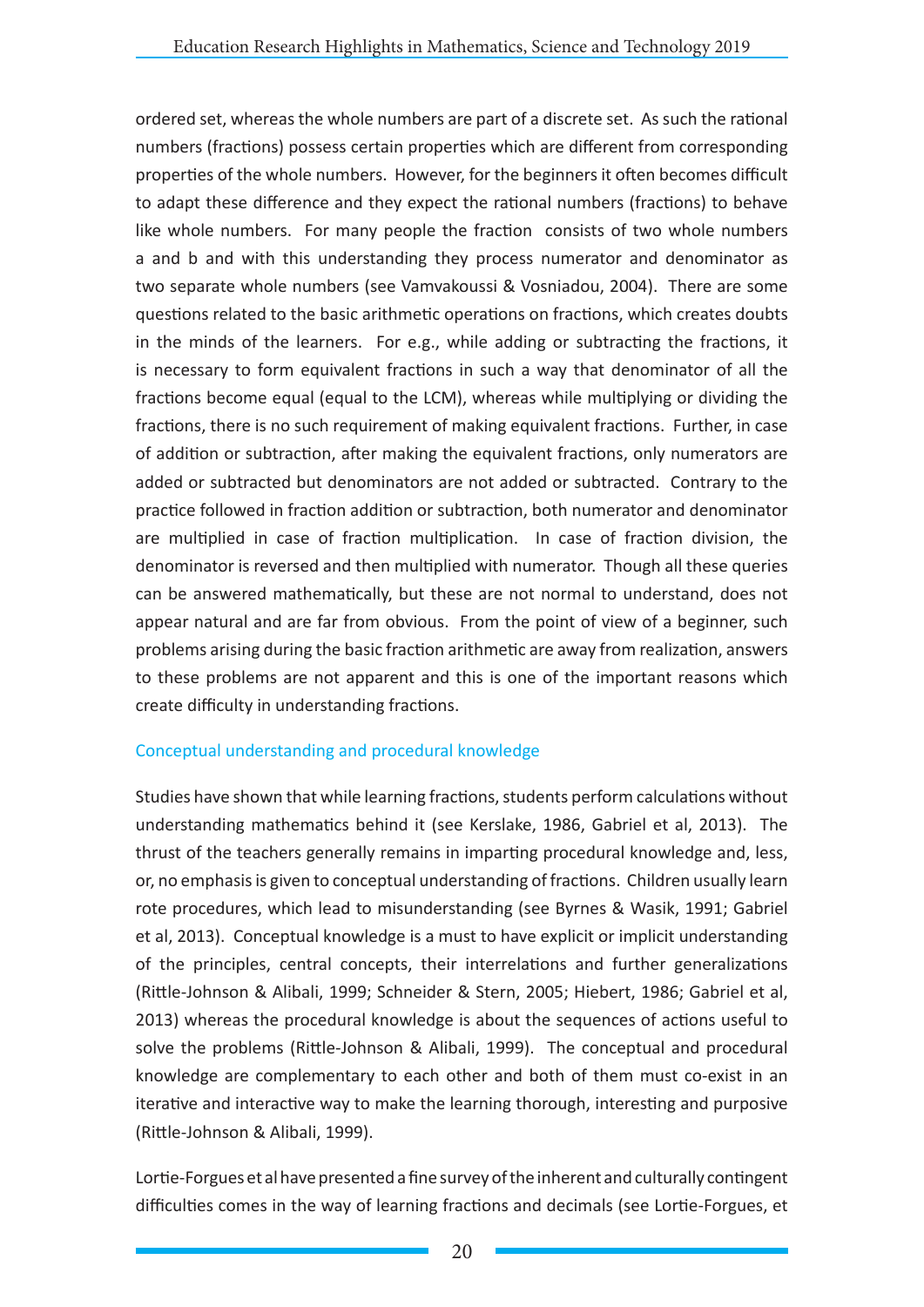ordered set, whereas the whole numbers are part of a discrete set. As such the rational numbers (fractions) possess certain properties which are different from corresponding properties of the whole numbers. However, for the beginners it often becomes difficult to adapt these difference and they expect the rational numbers (fractions) to behave like whole numbers. For many people the fraction consists of two whole numbers a and b and with this understanding they process numerator and denominator as two separate whole numbers (see Vamvakoussi & Vosniadou, 2004). There are some questions related to the basic arithmetic operations on fractions, which creates doubts in the minds of the learners. For e.g., while adding or subtracting the fractions, it is necessary to form equivalent fractions in such a way that denominator of all the fractions become equal (equal to the LCM), whereas while multiplying or dividing the fractions, there is no such requirement of making equivalent fractions. Further, in case of addition or subtraction, after making the equivalent fractions, only numerators are added or subtracted but denominators are not added or subtracted. Contrary to the practice followed in fraction addition or subtraction, both numerator and denominator are multiplied in case of fraction multiplication. In case of fraction division, the denominator is reversed and then multiplied with numerator. Though all these queries can be answered mathematically, but these are not normal to understand, does not appear natural and are far from obvious. From the point of view of a beginner, such problems arising during the basic fraction arithmetic are away from realization, answers to these problems are not apparent and this is one of the important reasons which create difficulty in understanding fractions.

## Conceptual understanding and procedural knowledge

Studies have shown that while learning fractions, students perform calculations without understanding mathematics behind it (see Kerslake, 1986, Gabriel et al, 2013). The thrust of the teachers generally remains in imparting procedural knowledge and, less, or, no emphasis is given to conceptual understanding of fractions. Children usually learn rote procedures, which lead to misunderstanding (see Byrnes & Wasik, 1991; Gabriel et al, 2013). Conceptual knowledge is a must to have explicit or implicit understanding of the principles, central concepts, their interrelations and further generalizations (Rittle-Johnson & Alibali, 1999; Schneider & Stern, 2005; Hiebert, 1986; Gabriel et al, 2013) whereas the procedural knowledge is about the sequences of actions useful to solve the problems (Rittle-Johnson & Alibali, 1999). The conceptual and procedural knowledge are complementary to each other and both of them must co-exist in an iterative and interactive way to make the learning thorough, interesting and purposive (Rittle-Johnson & Alibali, 1999).

Lortie-Forgues et al have presented a fine survey of the inherent and culturally contingent difficulties comes in the way of learning fractions and decimals (see Lortie-Forgues, et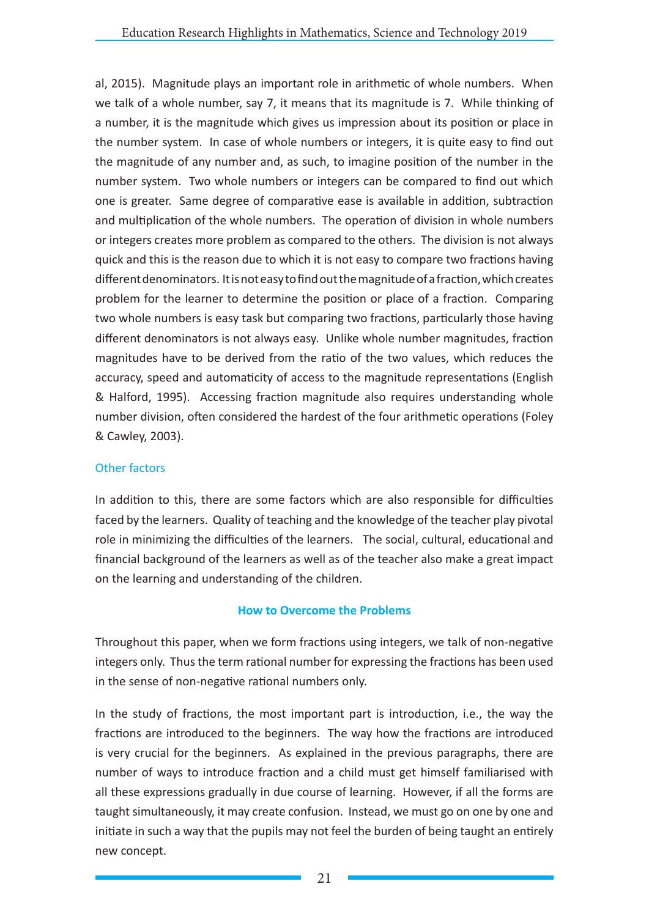al, 2015). Magnitude plays an important role in arithmetic of whole numbers. When we talk of a whole number, say 7, it means that its magnitude is 7. While thinking of a number, it is the magnitude which gives us impression about its position or place in the number system. In case of whole numbers or integers, it is quite easy to find out the magnitude of any number and, as such, to imagine position of the number in the number system. Two whole numbers or integers can be compared to find out which one is greater. Same degree of comparative ease is available in addition, subtraction and multiplication of the whole numbers. The operation of division in whole numbers or integers creates more problem as compared to the others. The division is not always quick and this is the reason due to which it is not easy to compare two fractions having different denominators. It is not easy to find out the magnitude of a fraction, which creates problem for the learner to determine the position or place of a fraction. Comparing two whole numbers is easy task but comparing two fractions, particularly those having different denominators is not always easy. Unlike whole number magnitudes, fraction magnitudes have to be derived from the ratio of the two values, which reduces the accuracy, speed and automaticity of access to the magnitude representations (English & Halford, 1995). Accessing fraction magnitude also requires understanding whole number division, often considered the hardest of the four arithmetic operations (Foley & Cawley, 2003).

### Other factors

In addition to this, there are some factors which are also responsible for difficulties faced by the learners. Quality of teaching and the knowledge of the teacher play pivotal role in minimizing the difficulties of the learners. The social, cultural, educational and financial background of the learners as well as of the teacher also make a great impact on the learning and understanding of the children.

## How to Overcome the Problems

Throughout this paper, when we form fractions using integers, we talk of non-negative integers only. Thus the term rational number for expressing the fractions has been used in the sense of non-negative rational numbers only.

In the study of fractions, the most important part is introduction, i.e., the way the fractions are introduced to the beginners. The way how the fractions are introduced is very crucial for the beginners. As explained in the previous paragraphs, there are number of ways to introduce fraction and a child must get himself familiarised with all these expressions gradually in due course of learning. However, if all the forms are taught simultaneously, it may create confusion. Instead, we must go on one by one and initiate in such a way that the pupils may not feel the burden of being taught an entirely new concept.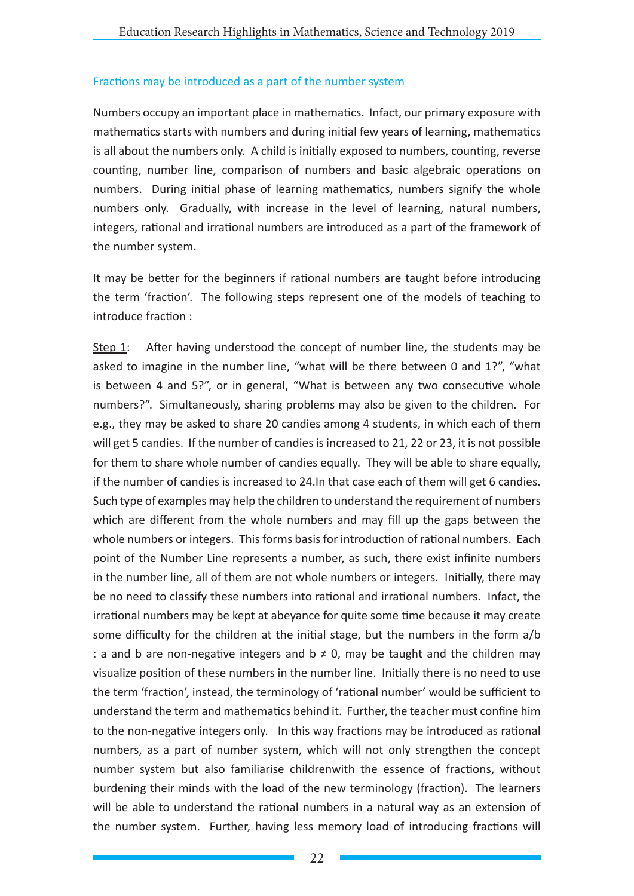### Fractions may be introduced as a part of the number system

Numbers occupy an important place in mathematics. Infact, our primary exposure with mathematics starts with numbers and during initial few years of learning, mathematics is all about the numbers only. A child is initially exposed to numbers, counting, reverse counting, number line, comparison of numbers and basic algebraic operations on numbers. During initial phase of learning mathematics, numbers signify the whole numbers only. Gradually, with increase in the level of learning, natural numbers, integers, rational and irrational numbers are introduced as a part of the framework of the number system.

It may be better for the beginners if rational numbers are taught before introducing the term 'fraction'. The following steps represent one of the models of teaching to introduce fraction :

<u>Step 1</u>: After having understood the concept of number line, the students may be asked to imagine in the number line, "what will be there between 0 and 1?", "what is between 4 and 5?", or in general, "What is between any two consecutive whole numbers?". Simultaneously, sharing problems may also be given to the children. For e.g., they may be asked to share 20 candies among 4 students, in which each of them will get 5 candies. If the number of candies is increased to 21, 22 or 23, it is not possible for them to share whole number of candies equally. They will be able to share equally, if the number of candies is increased to 24.In that case each of them will get 6 candies. Such type of examples may help the children to understand the requirement of numbers which are different from the whole numbers and may fill up the gaps between the whole numbers or integers. This forms basis for introduction of rational numbers. Each point of the Number Line represents a number, as such, there exist infinite numbers in the number line, all of them are not whole numbers or integers. Initially, there may be no need to classify these numbers into rational and irrational numbers. Infact, the irrational numbers may be kept at abeyance for quite some time because it may create some difficulty for the children at the initial stage, but the numbers in the form $a/b$ : $a$ and $b$ are non-negative integers and $b \neq 0$, may be taught and the children may visualize position of these numbers in the number line. Initially there is no need to use the term 'fraction', instead, the terminology of 'rational number' would be sufficient to understand the term and mathematics behind it. Further, the teacher must confine him to the non-negative integers only. In this way fractions may be introduced as rational numbers, as a part of number system, which will not only strengthen the concept number system but also familiarise childrenwith the essence of fractions, without burdening their minds with the load of the new terminology (fraction). The learners will be able to understand the rational numbers in a natural way as an extension of the number system. Further, having less memory load of introducing fractions will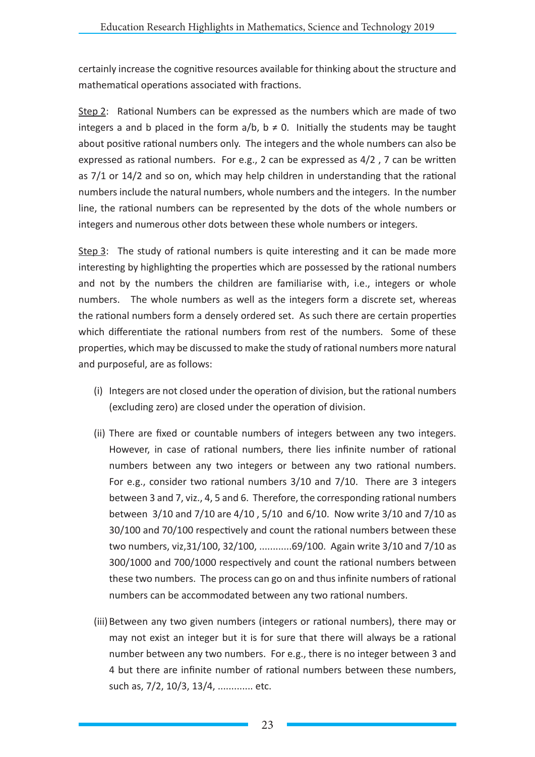certainly increase the cognitive resources available for thinking about the structure and mathematical operations associated with fractions.

Step 2: Rational Numbers can be expressed as the numbers which are made of two integers a and b placed in the form a/b, b ≠ 0. Initially the students may be taught about positive rational numbers only. The integers and the whole numbers can also be expressed as rational numbers. For e.g., 2 can be expressed as 4/2 , 7 can be written as 7/1 or 14/2 and so on, which may help children in understanding that the rational numbers include the natural numbers, whole numbers and the integers. In the number line, the rational numbers can be represented by the dots of the whole numbers or integers and numerous other dots between these whole numbers or integers.

Step 3: The study of rational numbers is quite interesting and it can be made more interesting by highlighting the properties which are possessed by the rational numbers and not by the numbers the children are familiarise with, i.e., integers or whole numbers. The whole numbers as well as the integers form a discrete set, whereas the rational numbers form a densely ordered set. As such there are certain properties which differentiate the rational numbers from rest of the numbers. Some of these properties, which may be discussed to make the study of rational numbers more natural and purposeful, are as follows:

(i) Integers are not closed under the operation of division, but the rational numbers (excluding zero) are closed under the operation of division.

(ii) There are fixed or countable numbers of integers between any two integers. However, in case of rational numbers, there lies infinite number of rational numbers between any two integers or between any two rational numbers. For e.g., consider two rational numbers 3/10 and 7/10. There are 3 integers between 3 and 7, viz., 4, 5 and 6. Therefore, the corresponding rational numbers between 3/10 and 7/10 are 4/10 , 5/10 and 6/10. Now write 3/10 and 7/10 as 30/100 and 70/100 respectively and count the rational numbers between these two numbers, viz,31/100, 32/100, ............69/100. Again write 3/10 and 7/10 as 300/1000 and 700/1000 respectively and count the rational numbers between these two numbers. The process can go on and thus infinite numbers of rational numbers can be accommodated between any two rational numbers.

(iii) Between any two given numbers (integers or rational numbers), there may or may not exist an integer but it is for sure that there will always be a rational number between any two numbers. For e.g., there is no integer between 3 and 4 but there are infinite number of rational numbers between these numbers, such as, 7/2, 10/3, 13/4, ............. etc.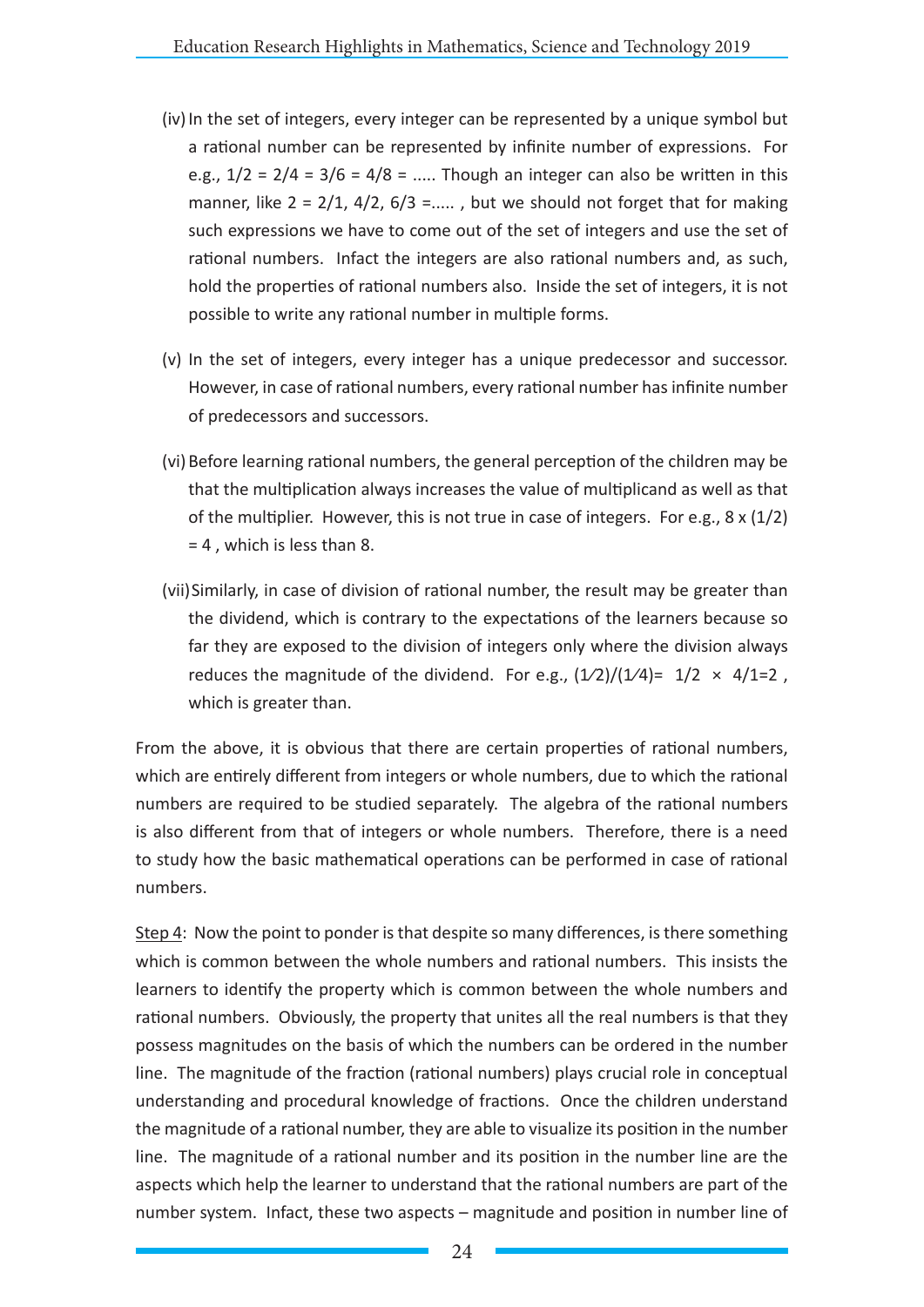(iv) In the set of integers, every integer can be represented by a unique symbol but a rational number can be represented by infinite number of expressions. For e.g., $1/2 = 2/4 = 3/6 = 4/8 = .....$ Though an integer can also be written in this manner, like $2 = 2/1, 4/2, 6/3 =.....$ , but we should not forget that for making such expressions we have to come out of the set of integers and use the set of rational numbers. Infact the integers are also rational numbers and, as such, hold the properties of rational numbers also. Inside the set of integers, it is not possible to write any rational number in multiple forms.

(v) In the set of integers, every integer has a unique predecessor and successor. However, in case of rational numbers, every rational number has infinite number of predecessors and successors.

(vi) Before learning rational numbers, the general perception of the children may be that the multiplication always increases the value of multiplicand as well as that of the multiplier. However, this is not true in case of integers. For e.g., $8 \times (1/2) = 4$ , which is less than 8.

(vii) Similarly, in case of division of rational number, the result may be greater than the dividend, which is contrary to the expectations of the learners because so far they are exposed to the division of integers only where the division always reduces the magnitude of the dividend. For e.g., $(1/2)/(1/4)= 1/2 \times 4/1=2$ , which is greater than.

From the above, it is obvious that there are certain properties of rational numbers, which are entirely different from integers or whole numbers, due to which the rational numbers are required to be studied separately. The algebra of the rational numbers is also different from that of integers or whole numbers. Therefore, there is a need to study how the basic mathematical operations can be performed in case of rational numbers.

Step 4: Now the point to ponder is that despite so many differences, is there something which is common between the whole numbers and rational numbers. This insists the learners to identify the property which is common between the whole numbers and rational numbers. Obviously, the property that unites all the real numbers is that they possess magnitudes on the basis of which the numbers can be ordered in the number line. The magnitude of the fraction (rational numbers) plays crucial role in conceptual understanding and procedural knowledge of fractions. Once the children understand the magnitude of a rational number, they are able to visualize its position in the number line. The magnitude of a rational number and its position in the number line are the aspects which help the learner to understand that the rational numbers are part of the number system. Infact, these two aspects – magnitude and position in number line of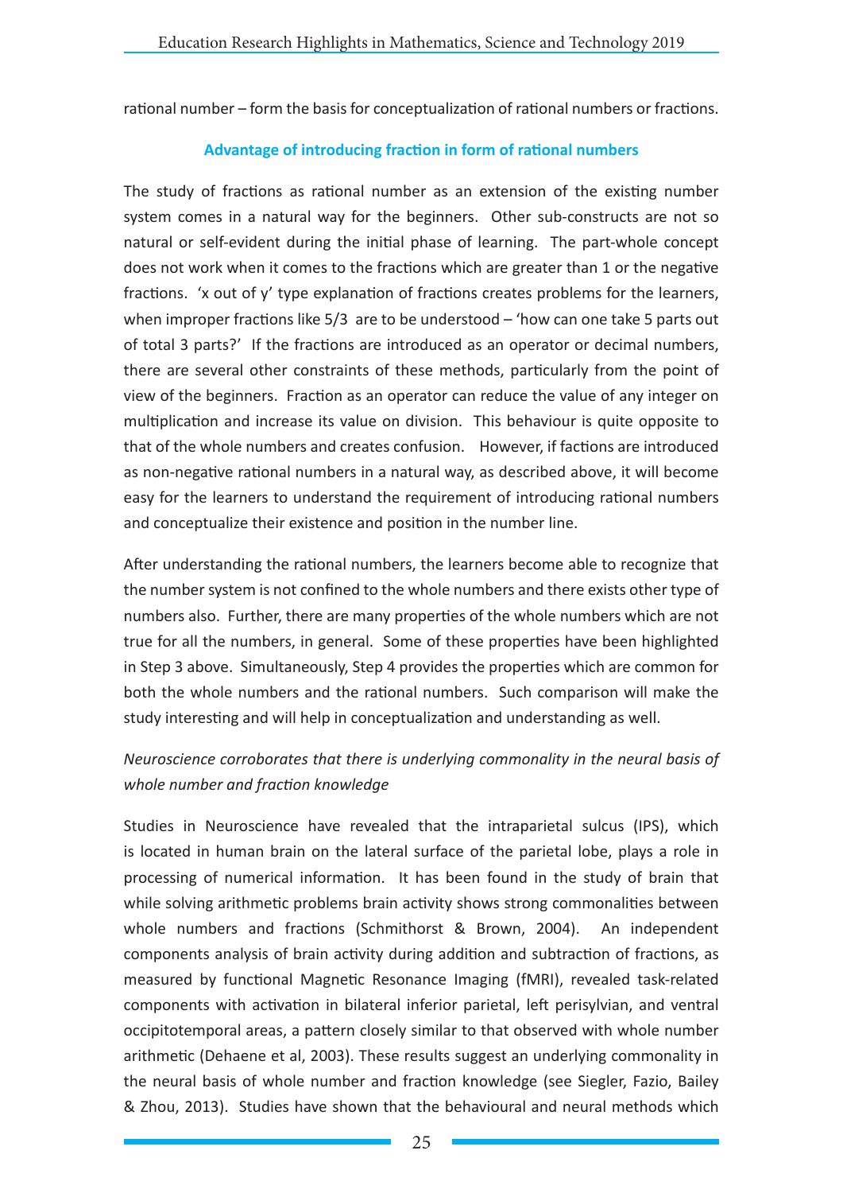rational number – form the basis for conceptualization of rational numbers or fractions.

## Advantage of introducing fraction in form of rational numbers

The study of fractions as rational number as an extension of the existing number system comes in a natural way for the beginners. Other sub-constructs are not so natural or self-evident during the initial phase of learning. The part-whole concept does not work when it comes to the fractions which are greater than 1 or the negative fractions. 'x out of y' type explanation of fractions creates problems for the learners, when improper fractions like 5/3 are to be understood – 'how can one take 5 parts out of total 3 parts?' If the fractions are introduced as an operator or decimal numbers, there are several other constraints of these methods, particularly from the point of view of the beginners. Fraction as an operator can reduce the value of any integer on multiplication and increase its value on division. This behaviour is quite opposite to that of the whole numbers and creates confusion. However, if factions are introduced as non-negative rational numbers in a natural way, as described above, it will become easy for the learners to understand the requirement of introducing rational numbers and conceptualize their existence and position in the number line.

After understanding the rational numbers, the learners become able to recognize that the number system is not confined to the whole numbers and there exists other type of numbers also. Further, there are many properties of the whole numbers which are not true for all the numbers, in general. Some of these properties have been highlighted in Step 3 above. Simultaneously, Step 4 provides the properties which are common for both the whole numbers and the rational numbers. Such comparison will make the study interesting and will help in conceptualization and understanding as well.

*Neuroscience corroborates that there is underlying commonality in the neural basis of whole number and fraction knowledge*

Studies in Neuroscience have revealed that the intraparietal sulcus (IPS), which is located in human brain on the lateral surface of the parietal lobe, plays a role in processing of numerical information. It has been found in the study of brain that while solving arithmetic problems brain activity shows strong commonalities between whole numbers and fractions (Schmithorst & Brown, 2004). An independent components analysis of brain activity during addition and subtraction of fractions, as measured by functional Magnetic Resonance Imaging (fMRI), revealed task-related components with activation in bilateral inferior parietal, left perisylvian, and ventral occipitotemporal areas, a pattern closely similar to that observed with whole number arithmetic (Dehaene et al, 2003). These results suggest an underlying commonality in the neural basis of whole number and fraction knowledge (see Siegler, Fazio, Bailey & Zhou, 2013). Studies have shown that the behavioural and neural methods which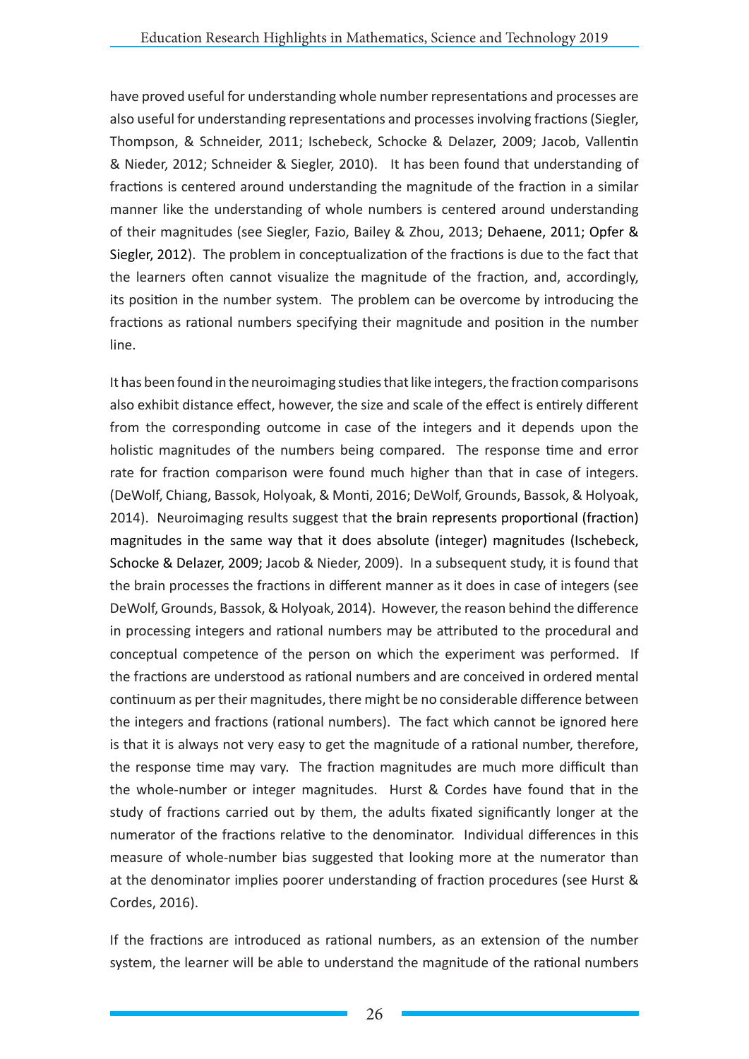have proved useful for understanding whole number representations and processes are also useful for understanding representations and processes involving fractions (Siegler, Thompson, & Schneider, 2011; Ischebeck, Schocke & Delazer, 2009; Jacob, Vallentin & Nieder, 2012; Schneider & Siegler, 2010). It has been found that understanding of fractions is centered around understanding the magnitude of the fraction in a similar manner like the understanding of whole numbers is centered around understanding of their magnitudes (see Siegler, Fazio, Bailey & Zhou, 2013; Dehaene, 2011; Opfer & Siegler, 2012). The problem in conceptualization of the fractions is due to the fact that the learners often cannot visualize the magnitude of the fraction, and, accordingly, its position in the number system. The problem can be overcome by introducing the fractions as rational numbers specifying their magnitude and position in the number line.

It has been found in the neuroimaging studies that like integers, the fraction comparisons also exhibit distance effect, however, the size and scale of the effect is entirely different from the corresponding outcome in case of the integers and it depends upon the holistic magnitudes of the numbers being compared. The response time and error rate for fraction comparison were found much higher than that in case of integers. (DeWolf, Chiang, Bassok, Holyoak, & Monti, 2016; DeWolf, Grounds, Bassok, & Holyoak, 2014). Neuroimaging results suggest that the brain represents proportional (fraction) magnitudes in the same way that it does absolute (integer) magnitudes (Ischebeck, Schocke & Delazer, 2009; Jacob & Nieder, 2009). In a subsequent study, it is found that the brain processes the fractions in different manner as it does in case of integers (see DeWolf, Grounds, Bassok, & Holyoak, 2014). However, the reason behind the difference in processing integers and rational numbers may be attributed to the procedural and conceptual competence of the person on which the experiment was performed. If the fractions are understood as rational numbers and are conceived in ordered mental continuum as per their magnitudes, there might be no considerable difference between the integers and fractions (rational numbers). The fact which cannot be ignored here is that it is always not very easy to get the magnitude of a rational number, therefore, the response time may vary. The fraction magnitudes are much more difficult than the whole-number or integer magnitudes. Hurst & Cordes have found that in the study of fractions carried out by them, the adults fixated significantly longer at the numerator of the fractions relative to the denominator. Individual differences in this measure of whole-number bias suggested that looking more at the numerator than at the denominator implies poorer understanding of fraction procedures (see Hurst & Cordes, 2016).

If the fractions are introduced as rational numbers, as an extension of the number system, the learner will be able to understand the magnitude of the rational numbers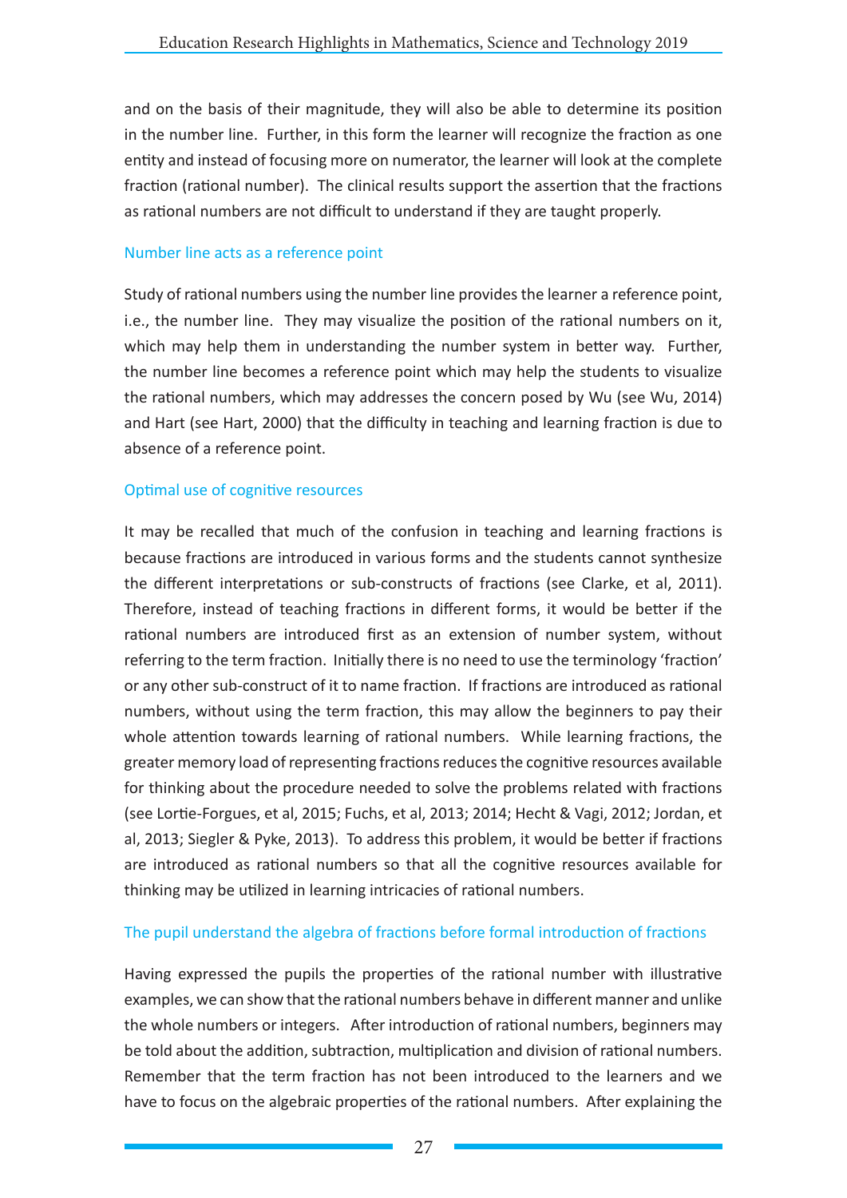and on the basis of their magnitude, they will also be able to determine its position in the number line. Further, in this form the learner will recognize the fraction as one entity and instead of focusing more on numerator, the learner will look at the complete fraction (rational number). The clinical results support the assertion that the fractions as rational numbers are not difficult to understand if they are taught properly.

### Number line acts as a reference point

Study of rational numbers using the number line provides the learner a reference point, i.e., the number line. They may visualize the position of the rational numbers on it, which may help them in understanding the number system in better way. Further, the number line becomes a reference point which may help the students to visualize the rational numbers, which may addresses the concern posed by Wu (see Wu, 2014) and Hart (see Hart, 2000) that the difficulty in teaching and learning fraction is due to absence of a reference point.

### Optimal use of cognitive resources

It may be recalled that much of the confusion in teaching and learning fractions is because fractions are introduced in various forms and the students cannot synthesize the different interpretations or sub-constructs of fractions (see Clarke, et al, 2011). Therefore, instead of teaching fractions in different forms, it would be better if the rational numbers are introduced first as an extension of number system, without referring to the term fraction. Initially there is no need to use the terminology 'fraction' or any other sub-construct of it to name fraction. If fractions are introduced as rational numbers, without using the term fraction, this may allow the beginners to pay their whole attention towards learning of rational numbers. While learning fractions, the greater memory load of representing fractions reduces the cognitive resources available for thinking about the procedure needed to solve the problems related with fractions (see Lortie-Forgues, et al, 2015; Fuchs, et al, 2013; 2014; Hecht & Vagi, 2012; Jordan, et al, 2013; Siegler & Pyke, 2013). To address this problem, it would be better if fractions are introduced as rational numbers so that all the cognitive resources available for thinking may be utilized in learning intricacies of rational numbers.

### The pupil understand the algebra of fractions before formal introduction of fractions

Having expressed the pupils the properties of the rational number with illustrative examples, we can show that the rational numbers behave in different manner and unlike the whole numbers or integers. After introduction of rational numbers, beginners may be told about the addition, subtraction, multiplication and division of rational numbers. Remember that the term fraction has not been introduced to the learners and we have to focus on the algebraic properties of the rational numbers. After explaining the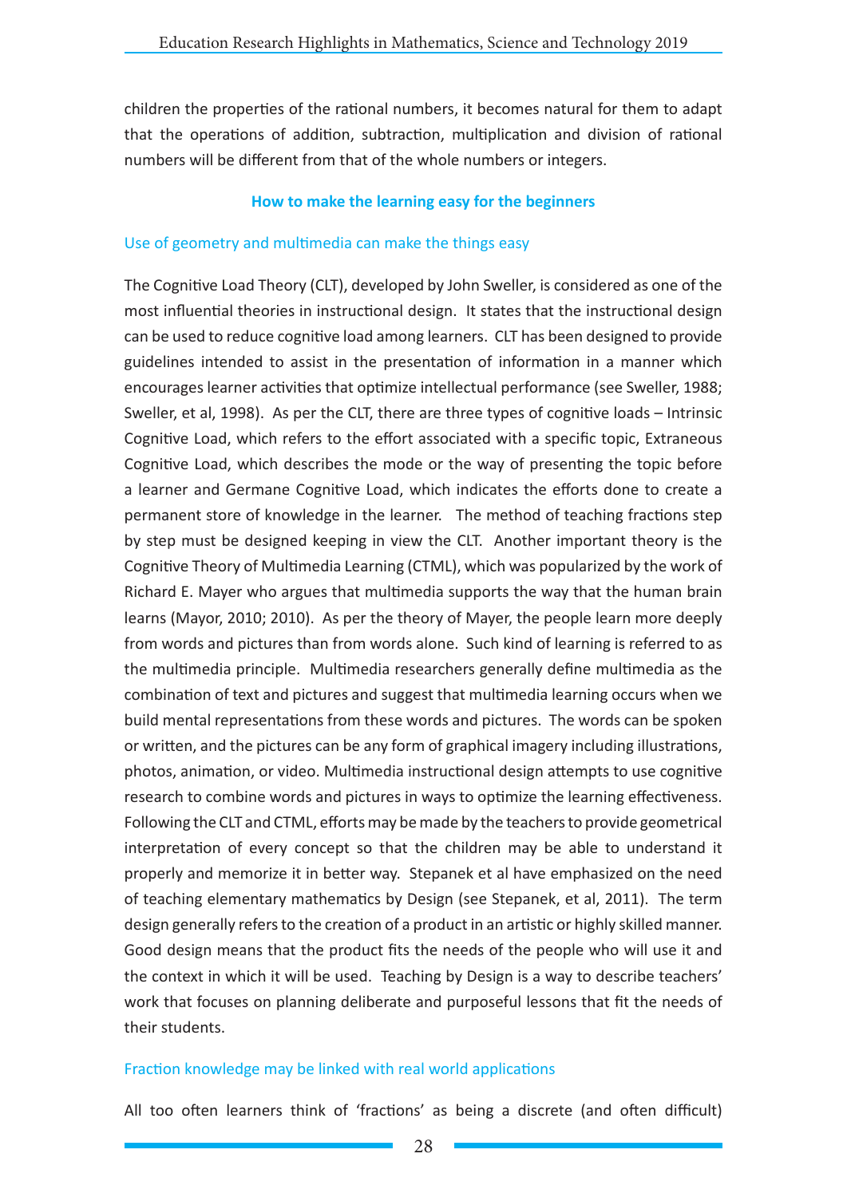children the properties of the rational numbers, it becomes natural for them to adapt that the operations of addition, subtraction, multiplication and division of rational numbers will be different from that of the whole numbers or integers.

## How to make the learning easy for the beginners

### Use of geometry and multimedia can make the things easy

The Cognitive Load Theory (CLT), developed by John Sweller, is considered as one of the most influential theories in instructional design. It states that the instructional design can be used to reduce cognitive load among learners. CLT has been designed to provide guidelines intended to assist in the presentation of information in a manner which encourages learner activities that optimize intellectual performance (see Sweller, 1988; Sweller, et al, 1998). As per the CLT, there are three types of cognitive loads – Intrinsic Cognitive Load, which refers to the effort associated with a specific topic, Extraneous Cognitive Load, which describes the mode or the way of presenting the topic before a learner and Germane Cognitive Load, which indicates the efforts done to create a permanent store of knowledge in the learner. The method of teaching fractions step by step must be designed keeping in view the CLT. Another important theory is the Cognitive Theory of Multimedia Learning (CTML), which was popularized by the work of Richard E. Mayer who argues that multimedia supports the way that the human brain learns (Mayor, 2010; 2010). As per the theory of Mayer, the people learn more deeply from words and pictures than from words alone. Such kind of learning is referred to as the multimedia principle. Multimedia researchers generally define multimedia as the combination of text and pictures and suggest that multimedia learning occurs when we build mental representations from these words and pictures. The words can be spoken or written, and the pictures can be any form of graphical imagery including illustrations, photos, animation, or video. Multimedia instructional design attempts to use cognitive research to combine words and pictures in ways to optimize the learning effectiveness. Following the CLT and CTML, efforts may be made by the teachers to provide geometrical interpretation of every concept so that the children may be able to understand it properly and memorize it in better way. Stepanek et al have emphasized on the need of teaching elementary mathematics by Design (see Stepanek, et al, 2011). The term design generally refers to the creation of a product in an artistic or highly skilled manner. Good design means that the product fits the needs of the people who will use it and the context in which it will be used. Teaching by Design is a way to describe teachers' work that focuses on planning deliberate and purposeful lessons that fit the needs of their students.

### Fraction knowledge may be linked with real world applications

All too often learners think of 'fractions' as being a discrete (and often difficult)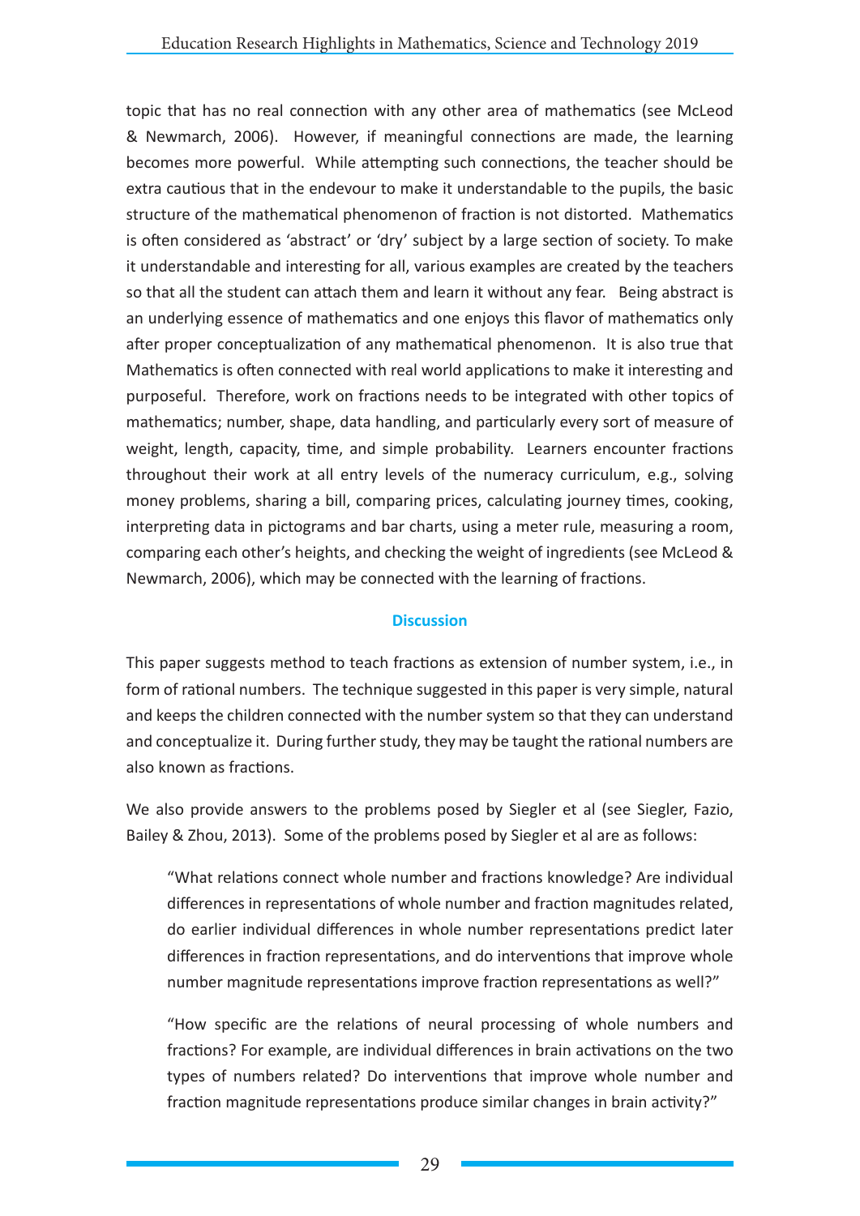topic that has no real connection with any other area of mathematics (see McLeod & Newmarch, 2006). However, if meaningful connections are made, the learning becomes more powerful. While attempting such connections, the teacher should be extra cautious that in the endevour to make it understandable to the pupils, the basic structure of the mathematical phenomenon of fraction is not distorted. Mathematics is often considered as 'abstract' or 'dry' subject by a large section of society. To make it understandable and interesting for all, various examples are created by the teachers so that all the student can attach them and learn it without any fear. Being abstract is an underlying essence of mathematics and one enjoys this flavor of mathematics only after proper conceptualization of any mathematical phenomenon. It is also true that Mathematics is often connected with real world applications to make it interesting and purposeful. Therefore, work on fractions needs to be integrated with other topics of mathematics; number, shape, data handling, and particularly every sort of measure of weight, length, capacity, time, and simple probability. Learners encounter fractions throughout their work at all entry levels of the numeracy curriculum, e.g., solving money problems, sharing a bill, comparing prices, calculating journey times, cooking, interpreting data in pictograms and bar charts, using a meter rule, measuring a room, comparing each other's heights, and checking the weight of ingredients (see McLeod & Newmarch, 2006), which may be connected with the learning of fractions.

## Discussion

This paper suggests method to teach fractions as extension of number system, i.e., in form of rational numbers. The technique suggested in this paper is very simple, natural and keeps the children connected with the number system so that they can understand and conceptualize it. During further study, they may be taught the rational numbers are also known as fractions.

We also provide answers to the problems posed by Siegler et al (see Siegler, Fazio, Bailey & Zhou, 2013). Some of the problems posed by Siegler et al are as follows:

> "What relations connect whole number and fractions knowledge? Are individual differences in representations of whole number and fraction magnitudes related, do earlier individual differences in whole number representations predict later differences in fraction representations, and do interventions that improve whole number magnitude representations improve fraction representations as well?"

> "How specific are the relations of neural processing of whole numbers and fractions? For example, are individual differences in brain activations on the two types of numbers related? Do interventions that improve whole number and fraction magnitude representations produce similar changes in brain activity?"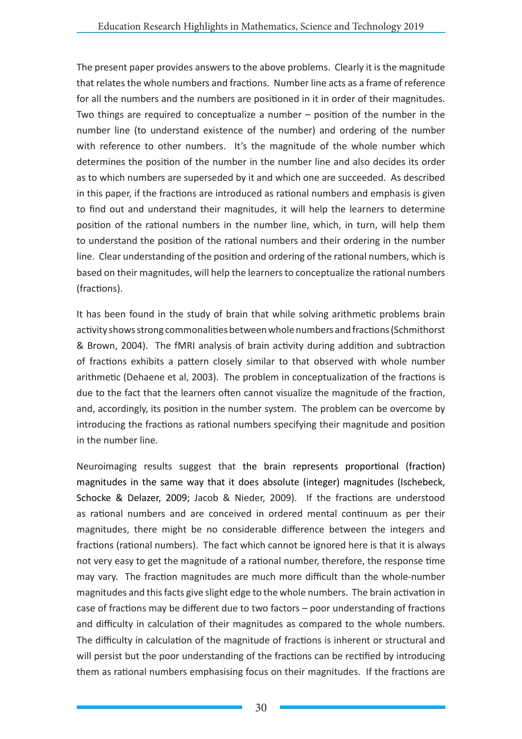The present paper provides answers to the above problems. Clearly it is the magnitude that relates the whole numbers and fractions. Number line acts as a frame of reference for all the numbers and the numbers are positioned in it in order of their magnitudes. Two things are required to conceptualize a number – position of the number in the number line (to understand existence of the number) and ordering of the number with reference to other numbers. It's the magnitude of the whole number which determines the position of the number in the number line and also decides its order as to which numbers are superseded by it and which one are succeeded. As described in this paper, if the fractions are introduced as rational numbers and emphasis is given to find out and understand their magnitudes, it will help the learners to determine position of the rational numbers in the number line, which, in turn, will help them to understand the position of the rational numbers and their ordering in the number line. Clear understanding of the position and ordering of the rational numbers, which is based on their magnitudes, will help the learners to conceptualize the rational numbers (fractions).

It has been found in the study of brain that while solving arithmetic problems brain activity shows strong commonalities between whole numbers and fractions (Schmithorst & Brown, 2004). The fMRI analysis of brain activity during addition and subtraction of fractions exhibits a pattern closely similar to that observed with whole number arithmetic (Dehaene et al, 2003). The problem in conceptualization of the fractions is due to the fact that the learners often cannot visualize the magnitude of the fraction, and, accordingly, its position in the number system. The problem can be overcome by introducing the fractions as rational numbers specifying their magnitude and position in the number line.

Neuroimaging results suggest that the brain represents proportional (fraction) magnitudes in the same way that it does absolute (integer) magnitudes (Ischebeck, Schocke & Delazer, 2009; Jacob & Nieder, 2009). If the fractions are understood as rational numbers and are conceived in ordered mental continuum as per their magnitudes, there might be no considerable difference between the integers and fractions (rational numbers). The fact which cannot be ignored here is that it is always not very easy to get the magnitude of a rational number, therefore, the response time may vary. The fraction magnitudes are much more difficult than the whole-number magnitudes and this facts give slight edge to the whole numbers. The brain activation in case of fractions may be different due to two factors – poor understanding of fractions and difficulty in calculation of their magnitudes as compared to the whole numbers. The difficulty in calculation of the magnitude of fractions is inherent or structural and will persist but the poor understanding of the fractions can be rectified by introducing them as rational numbers emphasising focus on their magnitudes. If the fractions are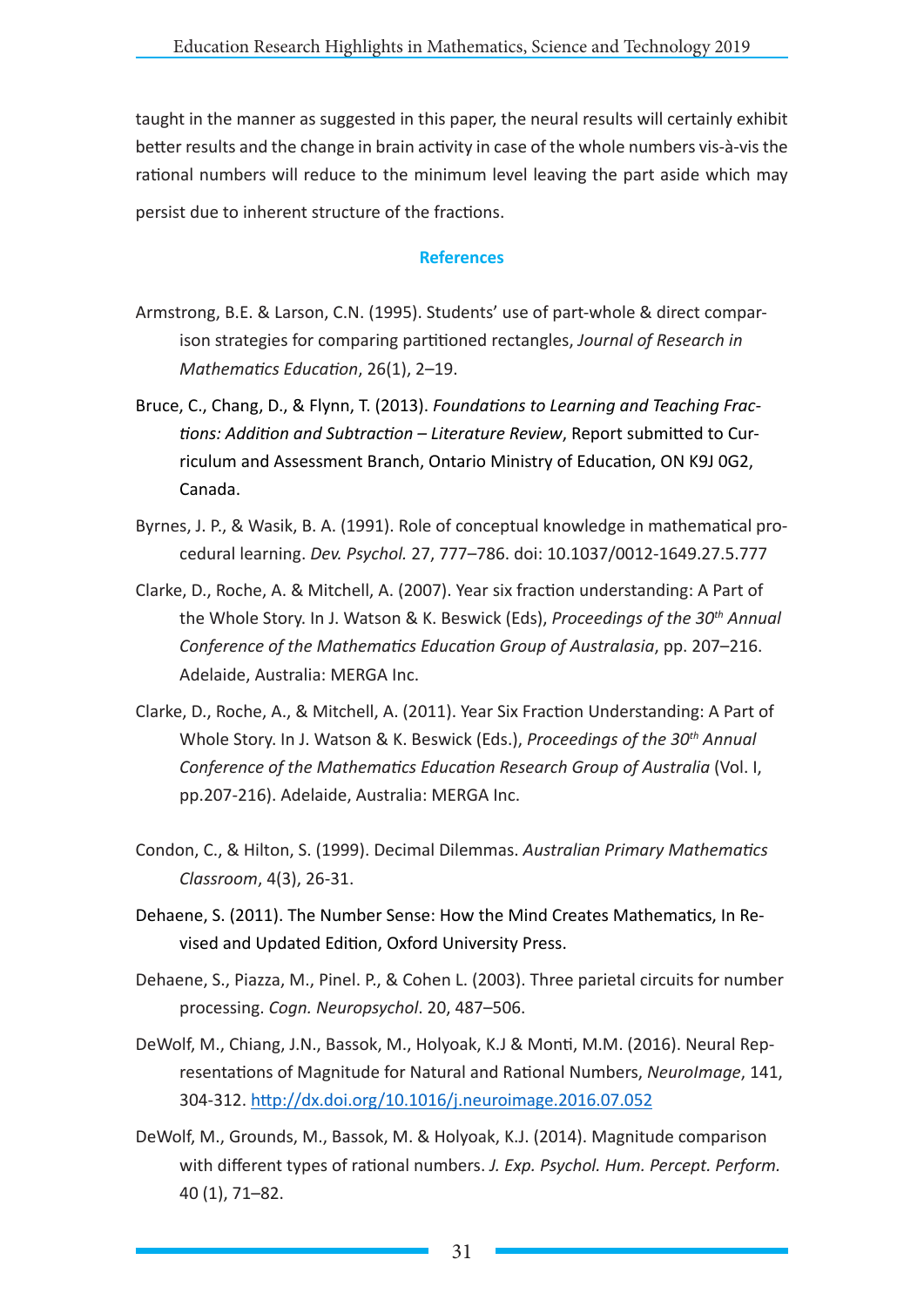taught in the manner as suggested in this paper, the neural results will certainly exhibit better results and the change in brain activity in case of the whole numbers vis-à-vis the rational numbers will reduce to the minimum level leaving the part aside which may persist due to inherent structure of the fractions.

## References

Armstrong, B.E. & Larson, C.N. (1995). Students' use of part-whole & direct comparison strategies for comparing partitioned rectangles, *Journal of Research in Mathematics Education*, 26(1), 2–19.

Bruce, C., Chang, D., & Flynn, T. (2013). *Foundations to Learning and Teaching Fractions: Addition and Subtraction – Literature Review*, Report submitted to Curriculum and Assessment Branch, Ontario Ministry of Education, ON K9J 0G2, Canada.

Byrnes, J. P., & Wasik, B. A. (1991). Role of conceptual knowledge in mathematical procedural learning. *Dev. Psychol.* 27, 777–786. doi: 10.1037/0012-1649.27.5.777

Clarke, D., Roche, A. & Mitchell, A. (2007). Year six fraction understanding: A Part of the Whole Story. In J. Watson & K. Beswick (Eds), *Proceedings of the 30th Annual Conference of the Mathematics Education Group of Australasia*, pp. 207–216. Adelaide, Australia: MERGA Inc.

Clarke, D., Roche, A., & Mitchell, A. (2011). Year Six Fraction Understanding: A Part of Whole Story. In J. Watson & K. Beswick (Eds.), *Proceedings of the 30th Annual Conference of the Mathematics Education Research Group of Australia* (Vol. I, pp.207-216). Adelaide, Australia: MERGA Inc.

Condon, C., & Hilton, S. (1999). Decimal Dilemmas. *Australian Primary Mathematics Classroom*, 4(3), 26-31.

Dehaene, S. (2011). The Number Sense: How the Mind Creates Mathematics, In Revised and Updated Edition, Oxford University Press.

Dehaene, S., Piazza, M., Pinel. P., & Cohen L. (2003). Three parietal circuits for number processing. *Cogn. Neuropsychol*. 20, 487–506.

DeWolf, M., Chiang, J.N., Bassok, M., Holyoak, K.J & Monti, M.M. (2016). Neural Representations of Magnitude for Natural and Rational Numbers, *NeuroImage*, 141, 304-312. http://dx.doi.org/10.1016/j.neuroimage.2016.07.052

DeWolf, M., Grounds, M., Bassok, M. & Holyoak, K.J. (2014). Magnitude comparison with different types of rational numbers. *J. Exp. Psychol. Hum. Percept. Perform.* 40 (1), 71–82.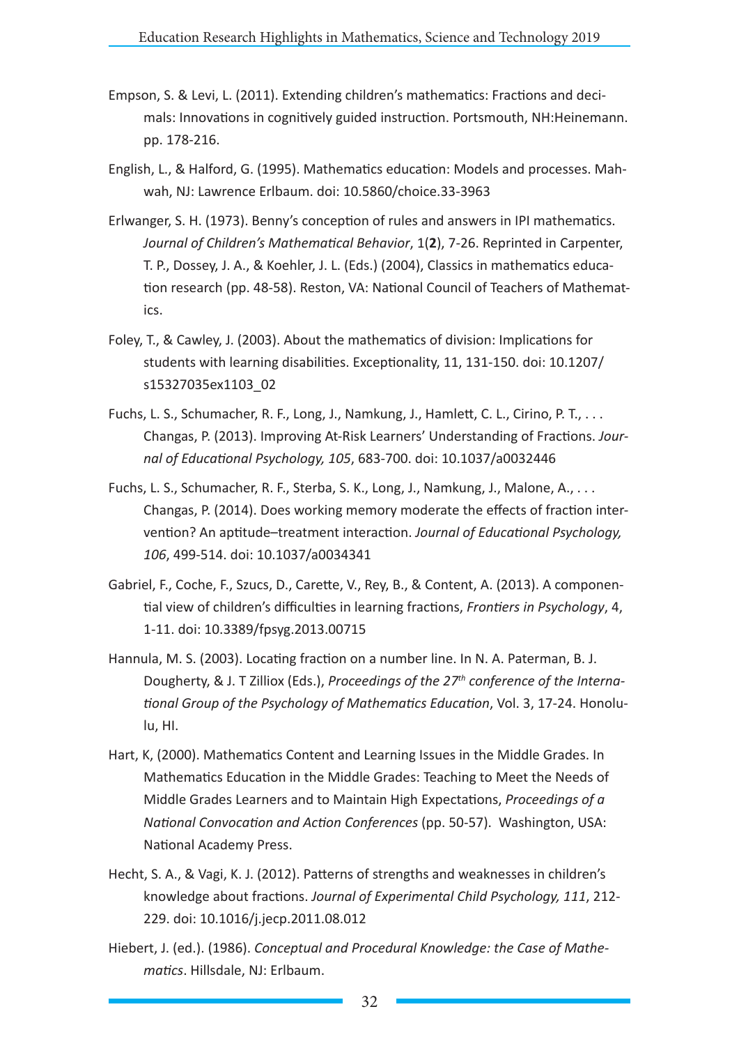Empson, S. & Levi, L. (2011). Extending children's mathematics: Fractions and decimals: Innovations in cognitively guided instruction. Portsmouth, NH:Heinemann. pp. 178-216.

English, L., & Halford, G. (1995). Mathematics education: Models and processes. Mahwah, NJ: Lawrence Erlbaum. doi: 10.5860/choice.33-3963

Erlwanger, S. H. (1973). Benny's conception of rules and answers in IPI mathematics. *Journal of Children's Mathematical Behavior*, 1(**2**), 7-26. Reprinted in Carpenter, T. P., Dossey, J. A., & Koehler, J. L. (Eds.) (2004), Classics in mathematics education research (pp. 48-58). Reston, VA: National Council of Teachers of Mathematics.

Foley, T., & Cawley, J. (2003). About the mathematics of division: Implications for students with learning disabilities. Exceptionality, 11, 131-150. doi: 10.1207/s15327035ex1103_02

Fuchs, L. S., Schumacher, R. F., Long, J., Namkung, J., Hamlett, C. L., Cirino, P. T., . . . Changas, P. (2013). Improving At-Risk Learners' Understanding of Fractions. *Journal of Educational Psychology, 105*, 683-700. doi: 10.1037/a0032446

Fuchs, L. S., Schumacher, R. F., Sterba, S. K., Long, J., Namkung, J., Malone, A., . . . Changas, P. (2014). Does working memory moderate the effects of fraction intervention? An aptitude–treatment interaction. *Journal of Educational Psychology, 106*, 499-514. doi: 10.1037/a0034341

Gabriel, F., Coche, F., Szucs, D., Carette, V., Rey, B., & Content, A. (2013). A componential view of children's difficulties in learning fractions, *Frontiers in Psychology*, 4, 1-11. doi: 10.3389/fpsyg.2013.00715

Hannula, M. S. (2003). Locating fraction on a number line. In N. A. Paterman, B. J. Dougherty, & J. T Zilliox (Eds.), *Proceedings of the 27th conference of the International Group of the Psychology of Mathematics Education*, Vol. 3, 17-24. Honolulu, HI.

Hart, K, (2000). Mathematics Content and Learning Issues in the Middle Grades. In Mathematics Education in the Middle Grades: Teaching to Meet the Needs of Middle Grades Learners and to Maintain High Expectations, *Proceedings of a National Convocation and Action Conferences* (pp. 50-57). Washington, USA: National Academy Press.

Hecht, S. A., & Vagi, K. J. (2012). Patterns of strengths and weaknesses in children's knowledge about fractions. *Journal of Experimental Child Psychology, 111*, 212-229. doi: 10.1016/j.jecp.2011.08.012

Hiebert, J. (ed.). (1986). *Conceptual and Procedural Knowledge: the Case of Mathematics*. Hillsdale, NJ: Erlbaum.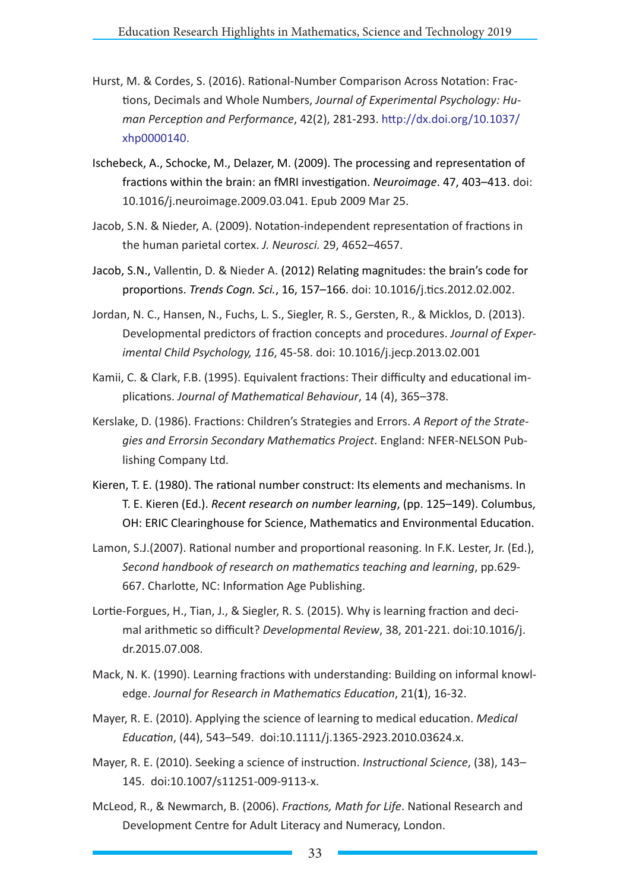Hurst, M. & Cordes, S. (2016). Rational-Number Comparison Across Notation: Fractions, Decimals and Whole Numbers, *Journal of Experimental Psychology: Human Perception and Performance*, 42(2), 281-293. http://dx.doi.org/10.1037/xhp0000140.

Ischebeck, A., Schocke, M., Delazer, M. (2009). The processing and representation of fractions within the brain: an fMRI investigation. *Neuroimage*. 47, 403–413. doi: 10.1016/j.neuroimage.2009.03.041. Epub 2009 Mar 25.

Jacob, S.N. & Nieder, A. (2009). Notation-independent representation of fractions in the human parietal cortex. *J. Neurosci.* 29, 4652–4657.

Jacob, S.N., Vallentin, D. & Nieder A. (2012) Relating magnitudes: the brain's code for proportions. *Trends Cogn. Sci.*, 16, 157–166. doi: 10.1016/j.tics.2012.02.002.

Jordan, N. C., Hansen, N., Fuchs, L. S., Siegler, R. S., Gersten, R., & Micklos, D. (2013). Developmental predictors of fraction concepts and procedures. *Journal of Experimental Child Psychology, 116*, 45-58. doi: 10.1016/j.jecp.2013.02.001

Kamii, C. & Clark, F.B. (1995). Equivalent fractions: Their difficulty and educational implications. *Journal of Mathematical Behaviour*, 14 (4), 365–378.

Kerslake, D. (1986). Fractions: Children's Strategies and Errors. *A Report of the Strategies and Errorsin Secondary Mathematics Project*. England: NFER-NELSON Publishing Company Ltd.

Kieren, T. E. (1980). The rational number construct: Its elements and mechanisms. In T. E. Kieren (Ed.). *Recent research on number learning*, (pp. 125–149). Columbus, OH: ERIC Clearinghouse for Science, Mathematics and Environmental Education.

Lamon, S.J.(2007). Rational number and proportional reasoning. In F.K. Lester, Jr. (Ed.), *Second handbook of research on mathematics teaching and learning*, pp.629-667. Charlotte, NC: Information Age Publishing.

Lortie-Forgues, H., Tian, J., & Siegler, R. S. (2015). Why is learning fraction and decimal arithmetic so difficult? *Developmental Review*, 38, 201-221. doi:10.1016/j.dr.2015.07.008.

Mack, N. K. (1990). Learning fractions with understanding: Building on informal knowledge. *Journal for Research in Mathematics Education*, 21(**1**), 16-32.

Mayer, R. E. (2010). Applying the science of learning to medical education. *Medical Education*, (44), 543–549. doi:10.1111/j.1365-2923.2010.03624.x.

Mayer, R. E. (2010). Seeking a science of instruction. *Instructional Science*, (38), 143–145. doi:10.1007/s11251-009-9113-x.

McLeod, R., & Newmarch, B. (2006). *Fractions, Math for Life*. National Research and Development Centre for Adult Literacy and Numeracy, London.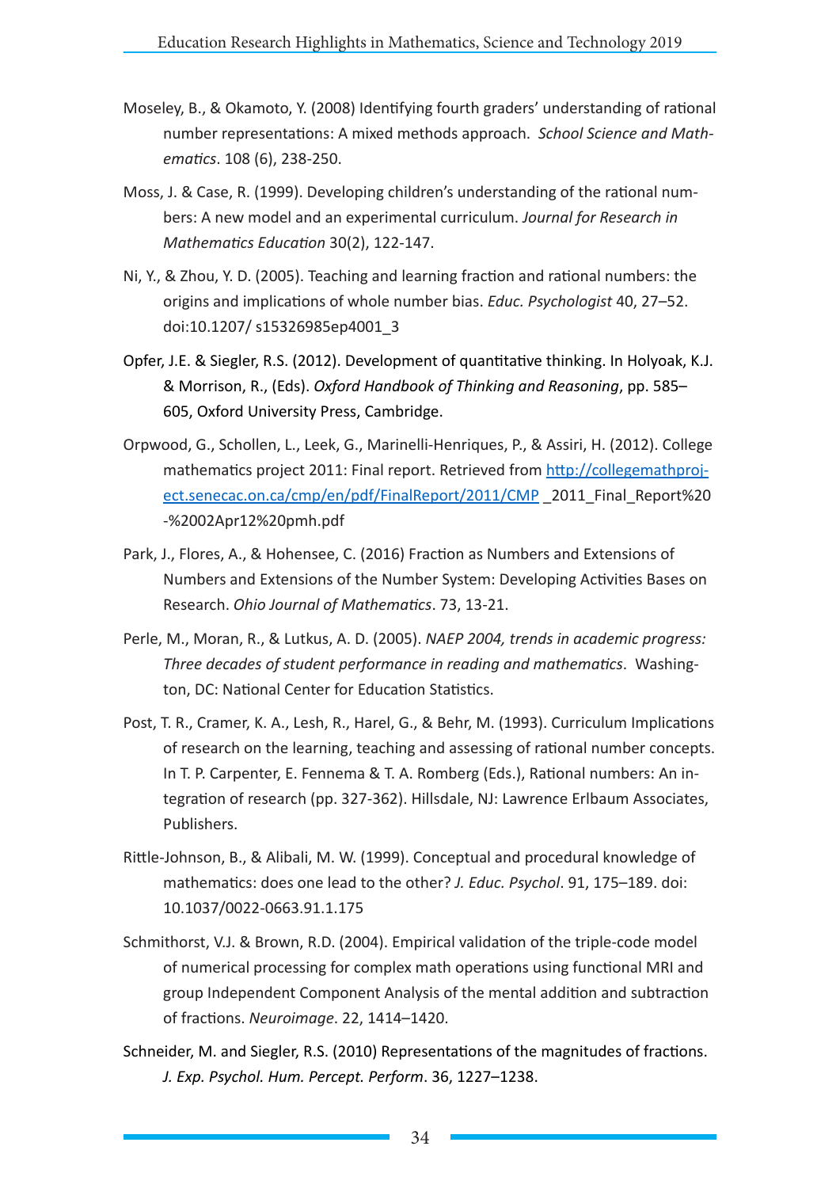Moseley, B., & Okamoto, Y. (2008) Identifying fourth graders' understanding of rational number representations: A mixed methods approach. *School Science and Mathematics*. 108 (6), 238-250.

Moss, J. & Case, R. (1999). Developing children's understanding of the rational numbers: A new model and an experimental curriculum. *Journal for Research in Mathematics Education* 30(2), 122-147.

Ni, Y., & Zhou, Y. D. (2005). Teaching and learning fraction and rational numbers: the origins and implications of whole number bias. *Educ. Psychologist* 40, 27–52. doi:10.1207/ s15326985ep4001_3

Opfer, J.E. & Siegler, R.S. (2012). Development of quantitative thinking. In Holyoak, K.J. & Morrison, R., (Eds). *Oxford Handbook of Thinking and Reasoning*, pp. 585–605, Oxford University Press, Cambridge.

Orpwood, G., Schollen, L., Leek, G., Marinelli-Henriques, P., & Assiri, H. (2012). College mathematics project 2011: Final report. Retrieved from http://collegemathproject.senecac.on.ca/cmp/en/pdf/FinalReport/2011/CMP _2011_Final_Report%20-%2002Apr12%20pmh.pdf

Park, J., Flores, A., & Hohensee, C. (2016) Fraction as Numbers and Extensions of Numbers and Extensions of the Number System: Developing Activities Bases on Research. *Ohio Journal of Mathematics*. 73, 13-21.

Perle, M., Moran, R., & Lutkus, A. D. (2005). *NAEP 2004, trends in academic progress: Three decades of student performance in reading and mathematics*. Washington, DC: National Center for Education Statistics.

Post, T. R., Cramer, K. A., Lesh, R., Harel, G., & Behr, M. (1993). Curriculum Implications of research on the learning, teaching and assessing of rational number concepts. In T. P. Carpenter, E. Fennema & T. A. Romberg (Eds.), Rational numbers: An integration of research (pp. 327-362). Hillsdale, NJ: Lawrence Erlbaum Associates, Publishers.

Rittle-Johnson, B., & Alibali, M. W. (1999). Conceptual and procedural knowledge of mathematics: does one lead to the other? *J. Educ. Psychol*. 91, 175–189. doi: 10.1037/0022-0663.91.1.175

Schmithorst, V.J. & Brown, R.D. (2004). Empirical validation of the triple-code model of numerical processing for complex math operations using functional MRI and group Independent Component Analysis of the mental addition and subtraction of fractions. *Neuroimage*. 22, 1414–1420.

Schneider, M. and Siegler, R.S. (2010) Representations of the magnitudes of fractions. *J. Exp. Psychol. Hum. Percept. Perform*. 36, 1227–1238.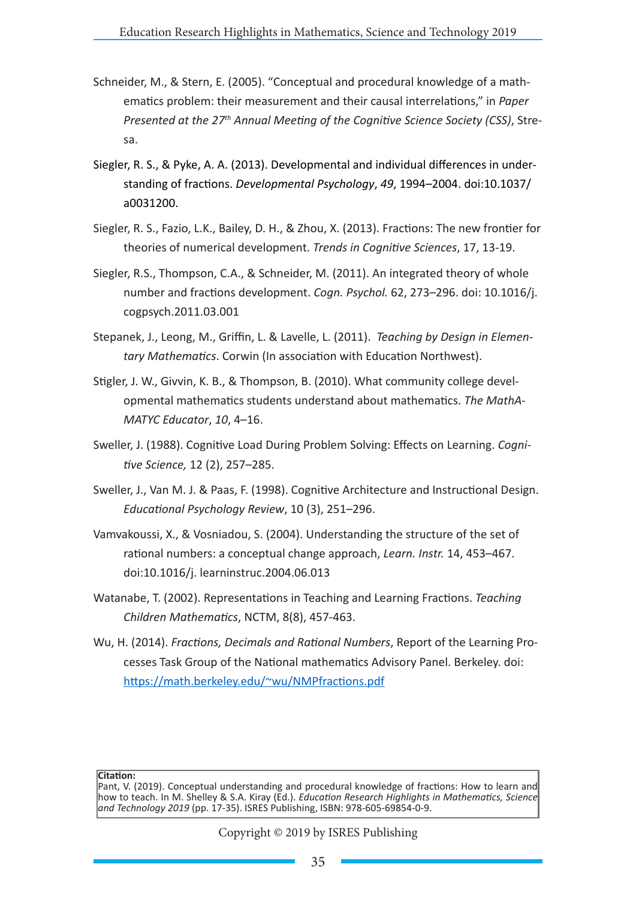Schneider, M., & Stern, E. (2005). "Conceptual and procedural knowledge of a mathematics problem: their measurement and their causal interrelations," in *Paper Presented at the 27th Annual Meeting of the Cognitive Science Society (CSS)*, Stresa.

Siegler, R. S., & Pyke, A. A. (2013). Developmental and individual differences in understanding of fractions. *Developmental Psychology*, *49*, 1994–2004. doi:10.1037/a0031200.

Siegler, R. S., Fazio, L.K., Bailey, D. H., & Zhou, X. (2013). Fractions: The new frontier for theories of numerical development. *Trends in Cognitive Sciences*, 17, 13-19.

Siegler, R.S., Thompson, C.A., & Schneider, M. (2011). An integrated theory of whole number and fractions development. *Cogn. Psychol.* 62, 273–296. doi: 10.1016/j.cogpsych.2011.03.001

Stepanek, J., Leong, M., Griffin, L. & Lavelle, L. (2011). *Teaching by Design in Elementary Mathematics*. Corwin (In association with Education Northwest).

Stigler, J. W., Givvin, K. B., & Thompson, B. (2010). What community college developmental mathematics students understand about mathematics. *The MathAMATYC Educator*, *10*, 4–16.

Sweller, J. (1988). Cognitive Load During Problem Solving: Effects on Learning. *Cognitive Science,* 12 (2), 257–285.

Sweller, J., Van M. J. & Paas, F. (1998). Cognitive Architecture and Instructional Design. *Educational Psychology Review*, 10 (3), 251–296.

Vamvakoussi, X., & Vosniadou, S. (2004). Understanding the structure of the set of rational numbers: a conceptual change approach, *Learn. Instr.* 14, 453–467. doi:10.1016/j. learninstruc.2004.06.013

Watanabe, T. (2002). Representations in Teaching and Learning Fractions. *Teaching Children Mathematics*, NCTM, 8(8), 457-463.

Wu, H. (2014). *Fractions, Decimals and Rational Numbers*, Report of the Learning Processes Task Group of the National mathematics Advisory Panel. Berkeley. doi: https://math.berkeley.edu/~wu/NMPfractions.pdf

**Citation:**
Pant, V. (2019). Conceptual understanding and procedural knowledge of fractions: How to learn and how to teach. In M. Shelley & S.A. Kiray (Ed.). *Education Research Highlights in Mathematics, Science and Technology 2019* (pp. 17-35). ISRES Publishing, ISBN: 978-605-69854-0-9.

Copyright © 2019 by ISRES Publishing